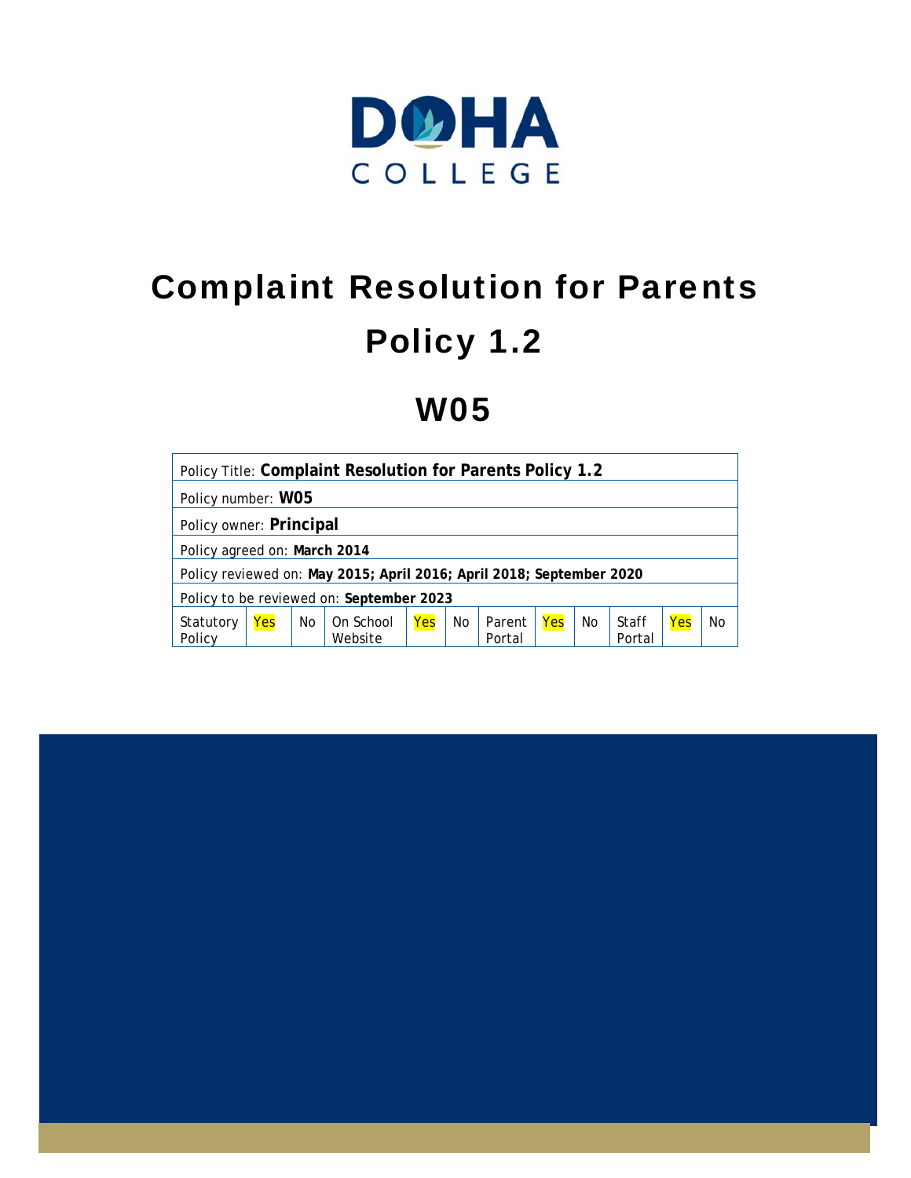DOHA
COLLEGE

# Complaint Resolution for Parents Policy 1.2

# W05

| Policy Title: **Complaint Resolution for Parents Policy 1.2** | | | | | | | | | | | |
|---|---|---|---|---|---|---|---|---|---|---|---|
| Policy number: **W05** | | | | | | | | | | | |
| Policy owner: **Principal** | | | | | | | | | | | |
| Policy agreed on: **March 2014** | | | | | | | | | | | |
| Policy reviewed on: **May 2015; April 2016; April 2018; September 2020** | | | | | | | | | | | |
| Policy to be reviewed on: **September 2023** | | | | | | | | | | | |
| Statutory Policy | Yes | No | On School Website | Yes | No | Parent Portal | Yes | No | Staff Portal | Yes | No |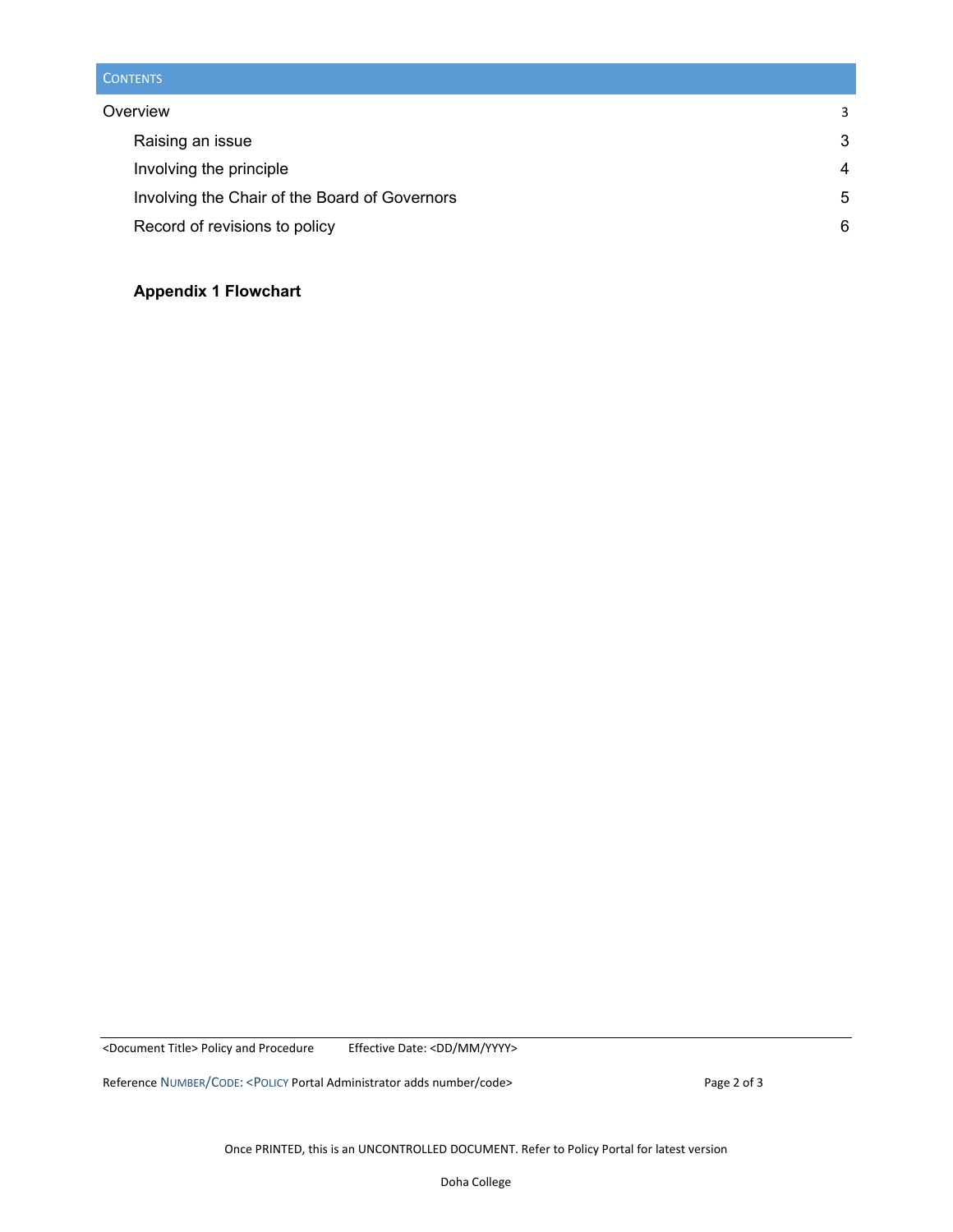## CONTENTS

| | |
|---|---|
| Overview | 3 |
| Raising an issue | 3 |
| Involving the principle | 4 |
| Involving the Chair of the Board of Governors | 5 |
| Record of revisions to policy | 6 |

**Appendix 1 Flowchart**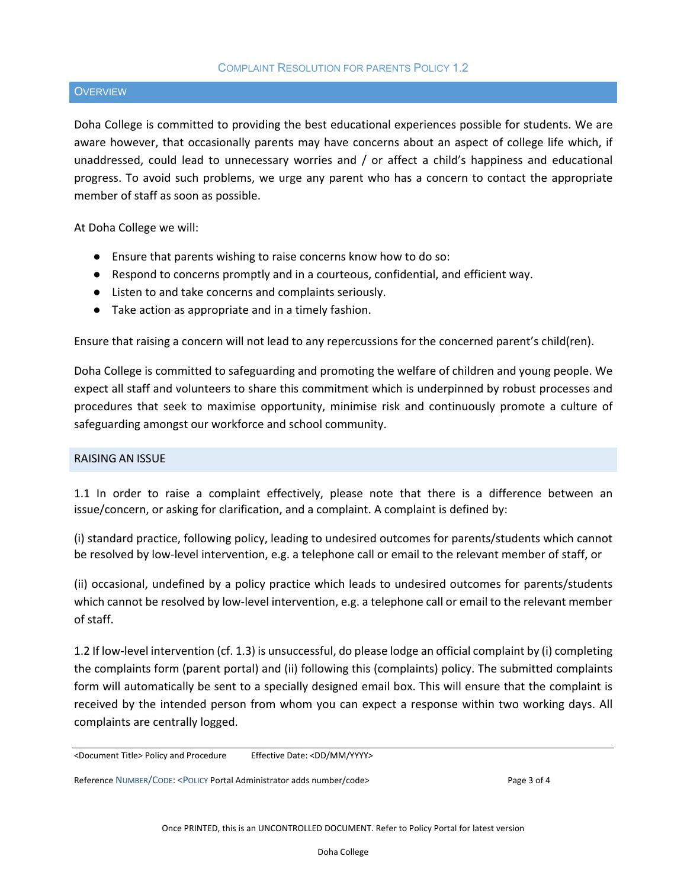# Complaint Resolution for parents Policy 1.2

## Overview

Doha College is committed to providing the best educational experiences possible for students. We are aware however, that occasionally parents may have concerns about an aspect of college life which, if unaddressed, could lead to unnecessary worries and / or affect a child's happiness and educational progress. To avoid such problems, we urge any parent who has a concern to contact the appropriate member of staff as soon as possible.

At Doha College we will:

- Ensure that parents wishing to raise concerns know how to do so:
- Respond to concerns promptly and in a courteous, confidential, and efficient way.
- Listen to and take concerns and complaints seriously.
- Take action as appropriate and in a timely fashion.

Ensure that raising a concern will not lead to any repercussions for the concerned parent's child(ren).

Doha College is committed to safeguarding and promoting the welfare of children and young people. We expect all staff and volunteers to share this commitment which is underpinned by robust processes and procedures that seek to maximise opportunity, minimise risk and continuously promote a culture of safeguarding amongst our workforce and school community.

## RAISING AN ISSUE

1.1 In order to raise a complaint effectively, please note that there is a difference between an issue/concern, or asking for clarification, and a complaint. A complaint is defined by:

(i) standard practice, following policy, leading to undesired outcomes for parents/students which cannot be resolved by low-level intervention, e.g. a telephone call or email to the relevant member of staff, or

(ii) occasional, undefined by a policy practice which leads to undesired outcomes for parents/students which cannot be resolved by low-level intervention, e.g. a telephone call or email to the relevant member of staff.

1.2 If low-level intervention (cf. 1.3) is unsuccessful, do please lodge an official complaint by (i) completing the complaints form (parent portal) and (ii) following this (complaints) policy. The submitted complaints form will automatically be sent to a specially designed email box. This will ensure that the complaint is received by the intended person from whom you can expect a response within two working days. All complaints are centrally logged.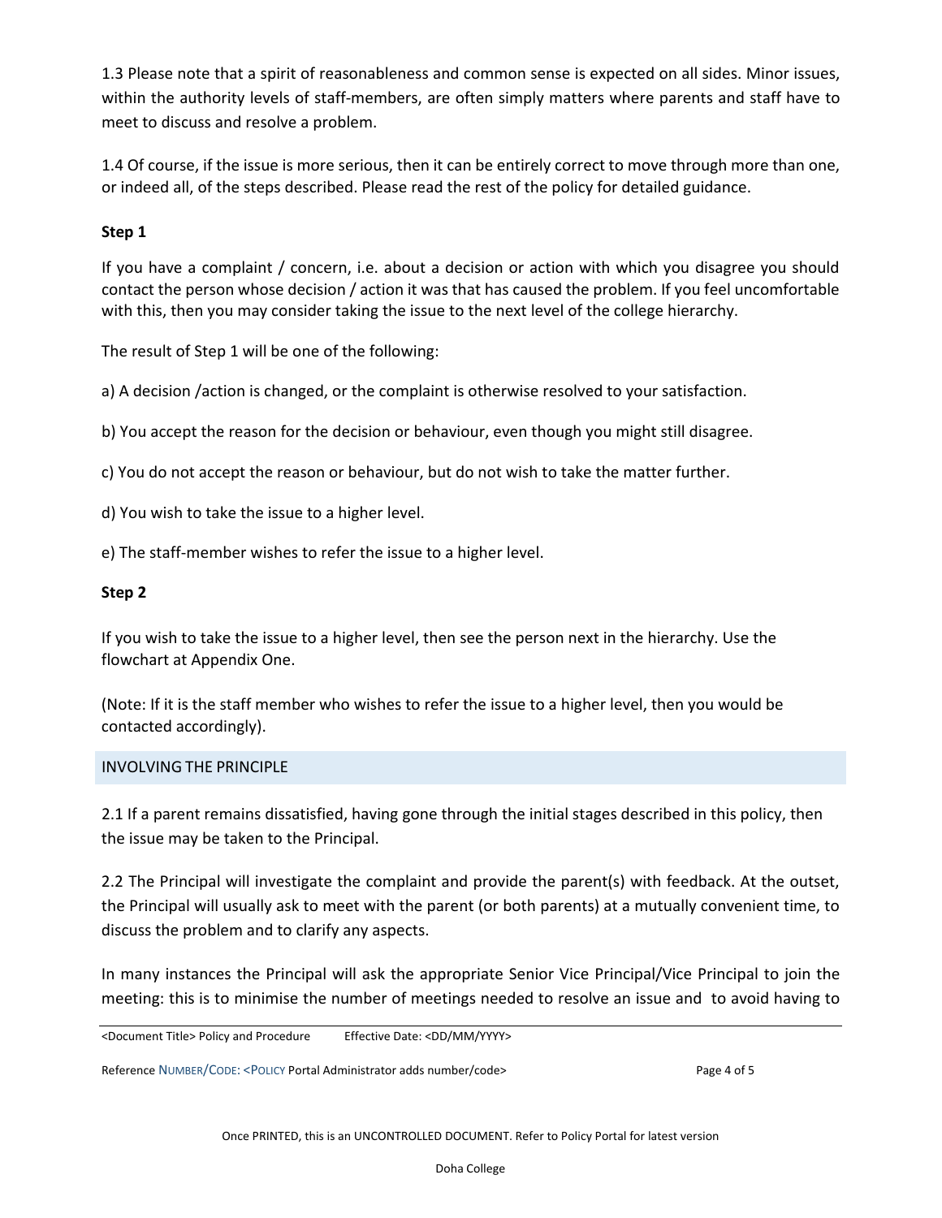1.3 Please note that a spirit of reasonableness and common sense is expected on all sides. Minor issues, within the authority levels of staff-members, are often simply matters where parents and staff have to meet to discuss and resolve a problem.

1.4 Of course, if the issue is more serious, then it can be entirely correct to move through more than one, or indeed all, of the steps described. Please read the rest of the policy for detailed guidance.

**Step 1**

If you have a complaint / concern, i.e. about a decision or action with which you disagree you should contact the person whose decision / action it was that has caused the problem. If you feel uncomfortable with this, then you may consider taking the issue to the next level of the college hierarchy.

The result of Step 1 will be one of the following:

a) A decision /action is changed, or the complaint is otherwise resolved to your satisfaction.

b) You accept the reason for the decision or behaviour, even though you might still disagree.

c) You do not accept the reason or behaviour, but do not wish to take the matter further.

d) You wish to take the issue to a higher level.

e) The staff-member wishes to refer the issue to a higher level.

**Step 2**

If you wish to take the issue to a higher level, then see the person next in the hierarchy. Use the flowchart at Appendix One.

(Note: If it is the staff member who wishes to refer the issue to a higher level, then you would be contacted accordingly).

## INVOLVING THE PRINCIPLE

2.1 If a parent remains dissatisfied, having gone through the initial stages described in this policy, then the issue may be taken to the Principal.

2.2 The Principal will investigate the complaint and provide the parent(s) with feedback. At the outset, the Principal will usually ask to meet with the parent (or both parents) at a mutually convenient time, to discuss the problem and to clarify any aspects.

In many instances the Principal will ask the appropriate Senior Vice Principal/Vice Principal to join the meeting: this is to minimise the number of meetings needed to resolve an issue and to avoid having to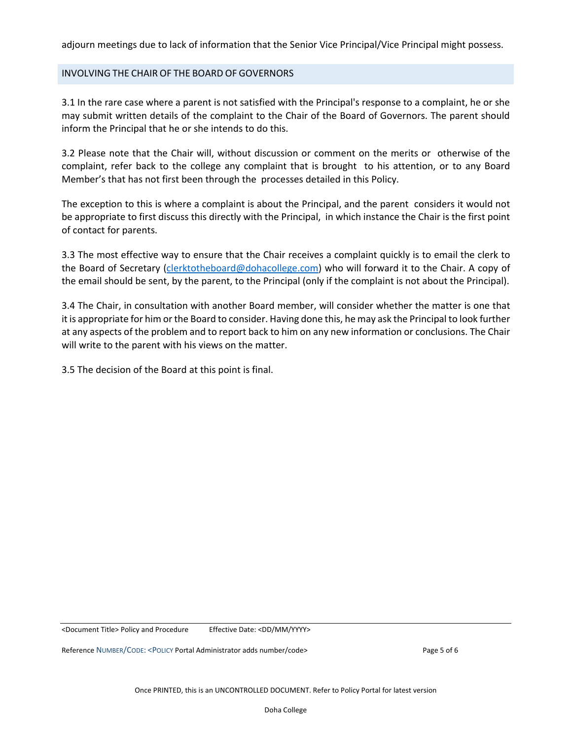adjourn meetings due to lack of information that the Senior Vice Principal/Vice Principal might possess.

## INVOLVING THE CHAIR OF THE BOARD OF GOVERNORS

3.1 In the rare case where a parent is not satisfied with the Principal's response to a complaint, he or she may submit written details of the complaint to the Chair of the Board of Governors. The parent should inform the Principal that he or she intends to do this.

3.2 Please note that the Chair will, without discussion or comment on the merits or otherwise of the complaint, refer back to the college any complaint that is brought to his attention, or to any Board Member's that has not first been through the processes detailed in this Policy.

The exception to this is where a complaint is about the Principal, and the parent considers it would not be appropriate to first discuss this directly with the Principal, in which instance the Chair is the first point of contact for parents.

3.3 The most effective way to ensure that the Chair receives a complaint quickly is to email the clerk to the Board of Secretary (clerktotheboard@dohacollege.com) who will forward it to the Chair. A copy of the email should be sent, by the parent, to the Principal (only if the complaint is not about the Principal).

3.4 The Chair, in consultation with another Board member, will consider whether the matter is one that it is appropriate for him or the Board to consider. Having done this, he may ask the Principal to look further at any aspects of the problem and to report back to him on any new information or conclusions. The Chair will write to the parent with his views on the matter.

3.5 The decision of the Board at this point is final.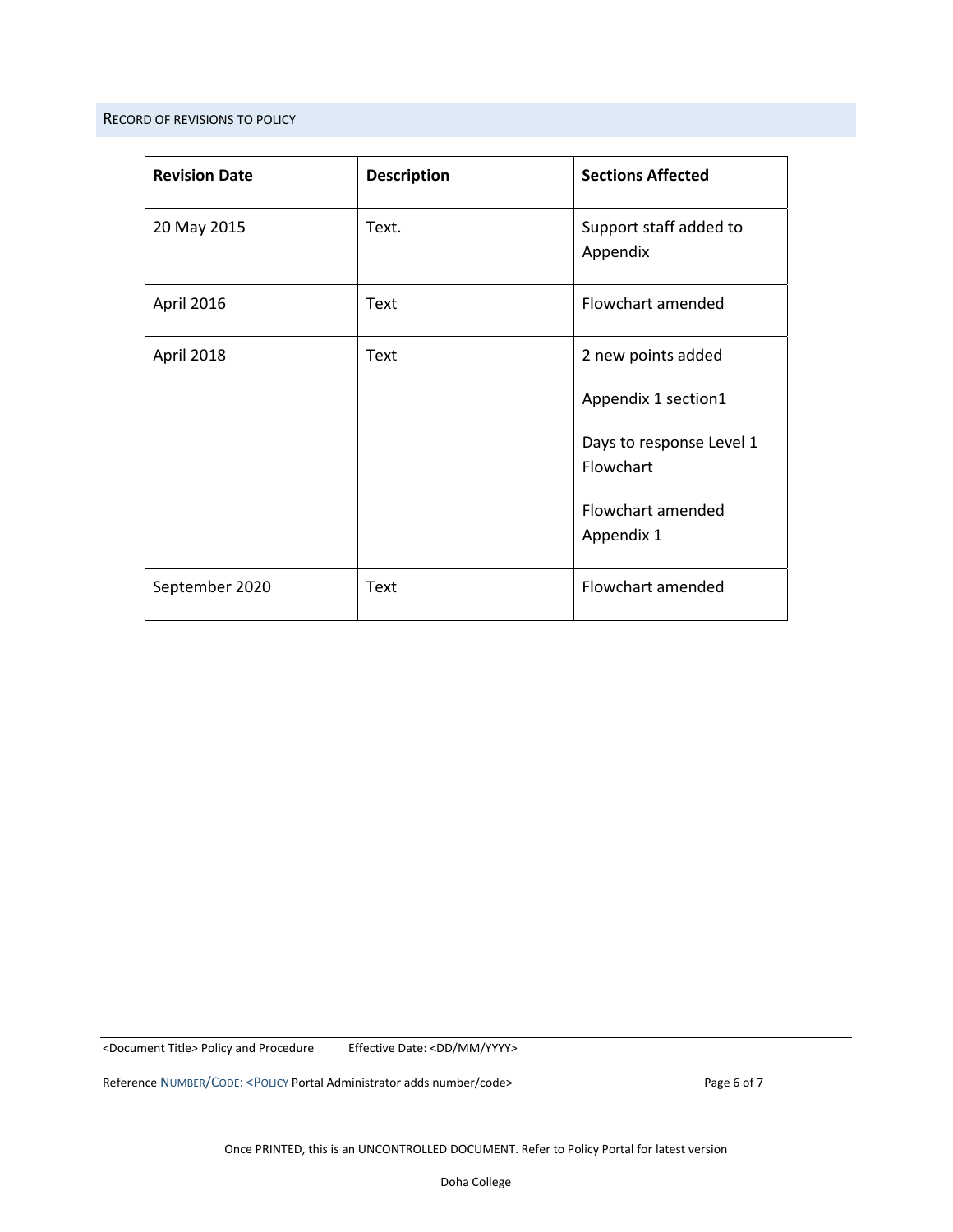## Record of Revisions to Policy

| Revision Date | Description | Sections Affected |
|---|---|---|
| 20 May 2015 | Text. | Support staff added to Appendix |
| April 2016 | Text | Flowchart amended |
| April 2018 | Text | 2 new points added<br><br>Appendix 1 section1<br><br>Days to response Level 1 Flowchart<br><br>Flowchart amended Appendix 1 |
| September 2020 | Text | Flowchart amended |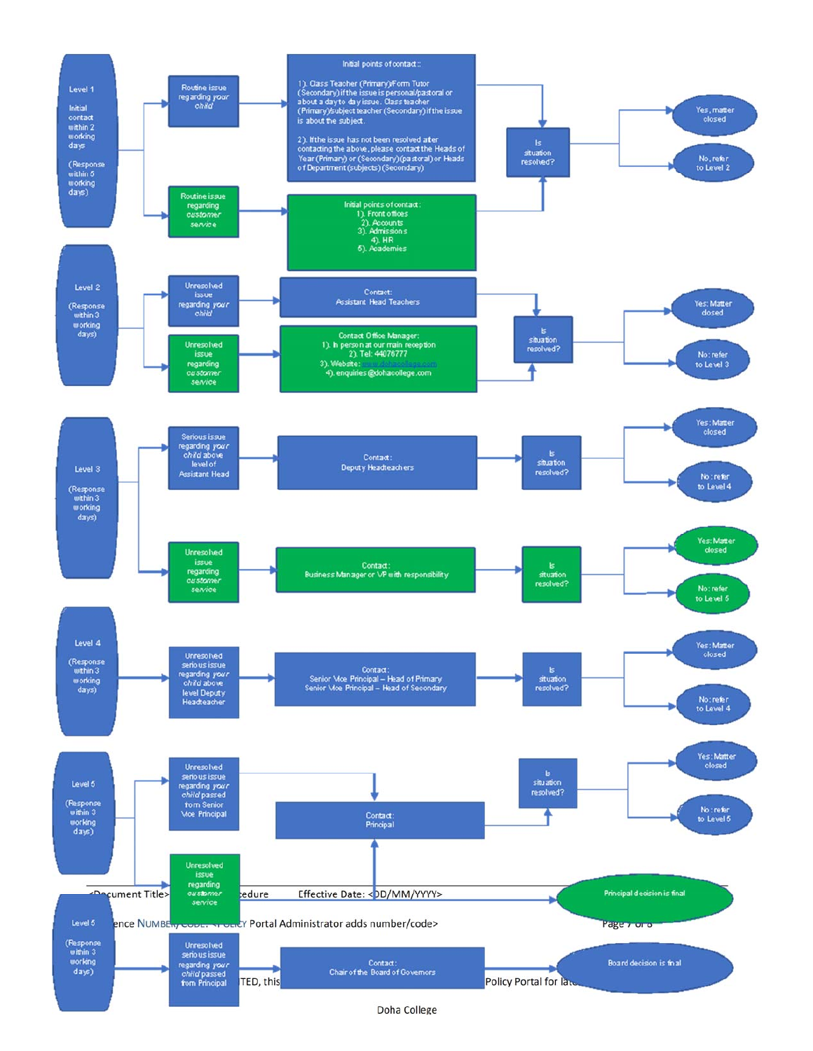**Level 1**

Initial contact within 2 working days

(Response within 5 working days)

- **Routine issue regarding *your child*** → Initial points of contact:
  1). Class Teacher (Primary)/Form Tutor (Secondary) if the issue is personal/pastoral or about a day to day issue. Class teacher (Primary)/subject teacher (Secondary) if the issue is about the subject.
  2). If the issue has not been resolved after contacting the above, please contact the Heads of Year (Primary) or (Secondary) (pastoral) or Heads of Department (subjects) (Secondary)
- **Routine issue regarding *customer service*** → Initial points of contact:
  1). Front offices
  2). Accounts
  3). Admissions
  4). HR
  5). Academies

Is situation resolved? → Yes, matter closed / No, refer to Level 2

**Level 2**

(Response within 3 working days)

- **Unresolved issue regarding *your child*** → Contact: Assistant Head Teachers
- **Unresolved issue regarding *customer service*** → Contact Office Manager:
  1). In person at our main reception
  2). Tel: 44076777
  3). Website: www.dohacollege.com
  4). enquiries@dohacollege.com

Is situation resolved? → Yes: Matter closed / No: refer to Level 3

**Level 3**

(Response within 3 working days)

- **Serious issue regarding *your child* above level of Assistant Head** → Contact: Deputy Headteachers → Is situation resolved? → Yes: Matter closed / No: refer to Level 4
- **Unresolved issue regarding *customer service*** → Contact: Business Manager or VP with responsibility → Is situation resolved? → Yes: Matter closed / No: refer to Level 5

**Level 4**

(Response within 3 working days)

- **Unresolved serious issue regarding *your child* above level Deputy Headteacher** → Contact: Senior Vice Principal – Head of Primary; Senior Vice Principal – Head of Secondary → Is situation resolved? → Yes: Matter closed / No: refer to Level 4

**Level 5**

(Response within 3 working days)

- **Unresolved serious issue regarding *your child* passed from Senior Vice Principal** → Contact: Principal → Is situation resolved? → Yes: Matter closed / No: refer to Level 6
- **Unresolved issue regarding *customer service*** → Contact: Principal → Principal decision is final

**Level 6**

(Response within 3 working days)

- **Unresolved serious issue regarding *your child* passed from Principal** → Contact: Chair of the Board of Governors → Board decision is final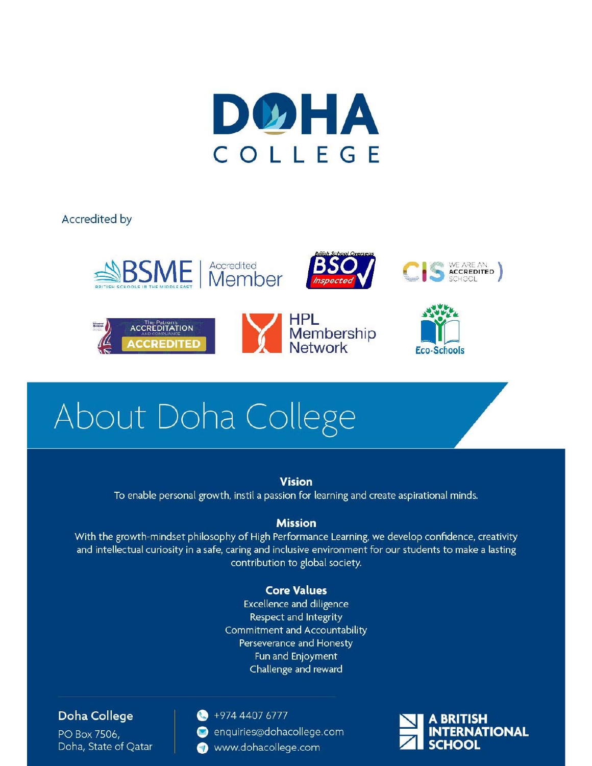# DOHA COLLEGE

Accredited by

BSME Accredited Member

BSO Inspected

CIS We are an accredited school

The Patron's Accreditation and Compliance ACCREDITED

HPL Membership Network

Eco-Schools

## About Doha College

### Vision

To enable personal growth, instil a passion for learning and create aspirational minds.

### Mission

With the growth-mindset philosophy of High Performance Learning, we develop confidence, creativity and intellectual curiosity in a safe, caring and inclusive environment for our students to make a lasting contribution to global society.

### Core Values

Excellence and diligence
Respect and Integrity
Commitment and Accountability
Perseverance and Honesty
Fun and Enjoyment
Challenge and reward

**Doha College**

PO Box 7506,
Doha, State of Qatar

+974 4407 6777
enquiries@dohacollege.com
www.dohacollege.com

A BRITISH INTERNATIONAL SCHOOL